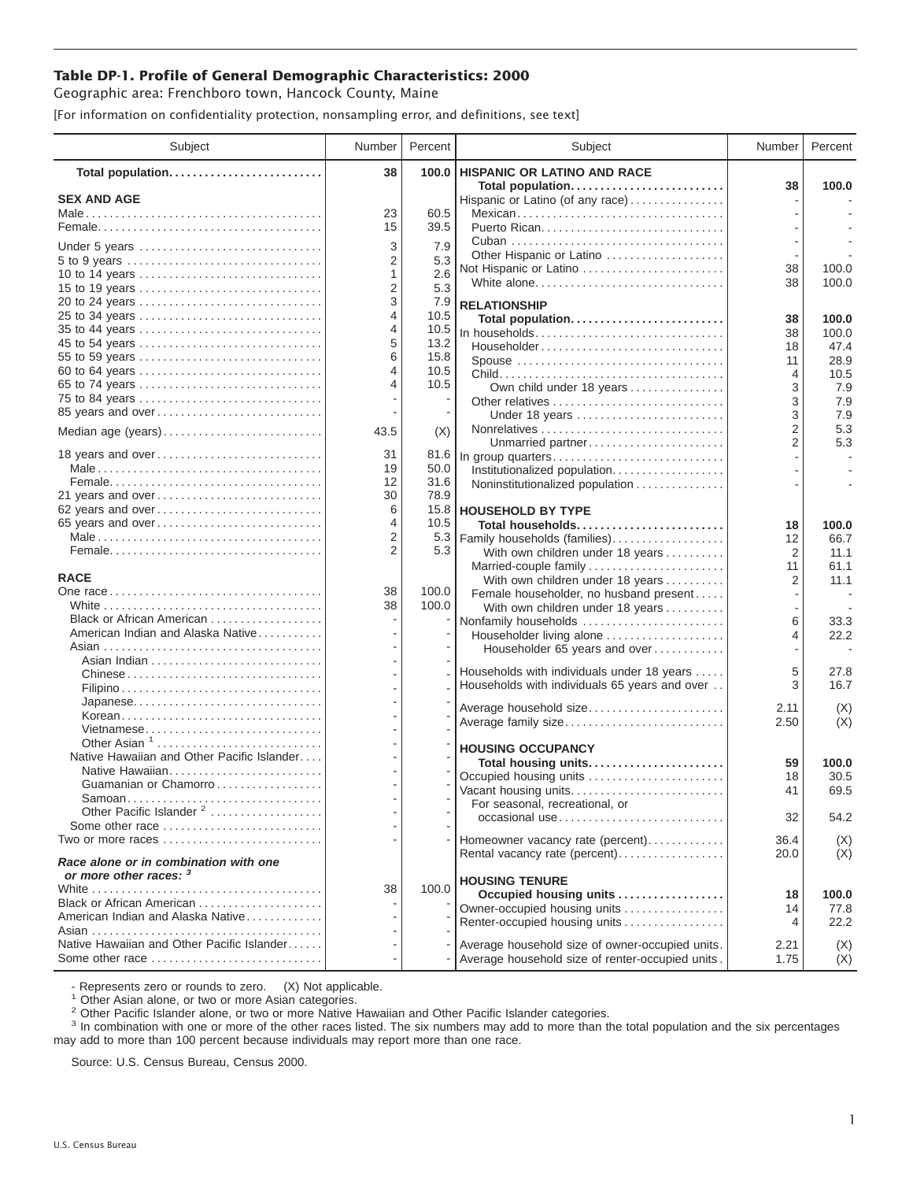# Table DP-1. Profile of General Demographic Characteristics: 2000

Geographic area: Frenchboro town, Hancock County, Maine

[For information on confidentiality protection, nonsampling error, and definitions, see text]

| Subject | Number | Percent |
|---|---|---|
| **Total population** | **38** | **100.0** |
| **SEX AND AGE** | | |
| Male | 23 | 60.5 |
| Female | 15 | 39.5 |
| Under 5 years | 3 | 7.9 |
| 5 to 9 years | 2 | 5.3 |
| 10 to 14 years | 1 | 2.6 |
| 15 to 19 years | 2 | 5.3 |
| 20 to 24 years | 3 | 7.9 |
| 25 to 34 years | 4 | 10.5 |
| 35 to 44 years | 4 | 10.5 |
| 45 to 54 years | 5 | 13.2 |
| 55 to 59 years | 6 | 15.8 |
| 60 to 64 years | 4 | 10.5 |
| 65 to 74 years | 4 | 10.5 |
| 75 to 84 years | - | - |
| 85 years and over | - | - |
| Median age (years) | 43.5 | (X) |
| 18 years and over | 31 | 81.6 |
| Male | 19 | 50.0 |
| Female | 12 | 31.6 |
| 21 years and over | 30 | 78.9 |
| 62 years and over | 6 | 15.8 |
| 65 years and over | 4 | 10.5 |
| Male | 2 | 5.3 |
| Female | 2 | 5.3 |
| **RACE** | | |
| One race | 38 | 100.0 |
| White | 38 | 100.0 |
| Black or African American | - | - |
| American Indian and Alaska Native | - | - |
| Asian | - | - |
| Asian Indian | - | - |
| Chinese | - | - |
| Filipino | - | - |
| Japanese | - | - |
| Korean | - | - |
| Vietnamese | - | - |
| Other Asian [1] | - | - |
| Native Hawaiian and Other Pacific Islander | - | - |
| Native Hawaiian | - | - |
| Guamanian or Chamorro | - | - |
| Samoan | - | - |
| Other Pacific Islander [2] | - | - |
| Some other race | - | - |
| Two or more races | - | - |
| ***Race alone or in combination with one or more other races:* [3]** | | |
| White | 38 | 100.0 |
| Black or African American | - | - |
| American Indian and Alaska Native | - | - |
| Asian | - | - |
| Native Hawaiian and Other Pacific Islander | - | - |
| Some other race | - | - |
| **HISPANIC OR LATINO AND RACE** | | |
| **Total population** | **38** | **100.0** |
| Hispanic or Latino (of any race) | - | - |
| Mexican | - | - |
| Puerto Rican | - | - |
| Cuban | - | - |
| Other Hispanic or Latino | - | - |
| Not Hispanic or Latino | 38 | 100.0 |
| White alone | 38 | 100.0 |
| **RELATIONSHIP** | | |
| **Total population** | **38** | **100.0** |
| In households | 38 | 100.0 |
| Householder | 18 | 47.4 |
| Spouse | 11 | 28.9 |
| Child | 4 | 10.5 |
| Own child under 18 years | 3 | 7.9 |
| Other relatives | 3 | 7.9 |
| Under 18 years | 3 | 7.9 |
| Nonrelatives | 2 | 5.3 |
| Unmarried partner | 2 | 5.3 |
| In group quarters | - | - |
| Institutionalized population | - | - |
| Noninstitutionalized population | - | - |
| **HOUSEHOLD BY TYPE** | | |
| **Total households** | **18** | **100.0** |
| Family households (families) | 12 | 66.7 |
| With own children under 18 years | 2 | 11.1 |
| Married-couple family | 11 | 61.1 |
| With own children under 18 years | 2 | 11.1 |
| Female householder, no husband present | - | - |
| With own children under 18 years | - | - |
| Nonfamily households | 6 | 33.3 |
| Householder living alone | 4 | 22.2 |
| Householder 65 years and over | - | - |
| Households with individuals under 18 years | 5 | 27.8 |
| Households with individuals 65 years and over | 3 | 16.7 |
| Average household size | 2.11 | (X) |
| Average family size | 2.50 | (X) |
| **HOUSING OCCUPANCY** | | |
| **Total housing units** | **59** | **100.0** |
| Occupied housing units | 18 | 30.5 |
| Vacant housing units | 41 | 69.5 |
| For seasonal, recreational, or occasional use | 32 | 54.2 |
| Homeowner vacancy rate (percent) | 36.4 | (X) |
| Rental vacancy rate (percent) | 20.0 | (X) |
| **HOUSING TENURE** | | |
| **Occupied housing units** | **18** | **100.0** |
| Owner-occupied housing units | 14 | 77.8 |
| Renter-occupied housing units | 4 | 22.2 |
| Average household size of owner-occupied units | 2.21 | (X) |
| Average household size of renter-occupied units | 1.75 | (X) |

- Represents zero or rounds to zero. (X) Not applicable.

[1] Other Asian alone, or two or more Asian categories.

[2] Other Pacific Islander alone, or two or more Native Hawaiian and Other Pacific Islander categories.

[3] In combination with one or more of the other races listed. The six numbers may add to more than the total population and the six percentages may add to more than 100 percent because individuals may report more than one race.

Source: U.S. Census Bureau, Census 2000.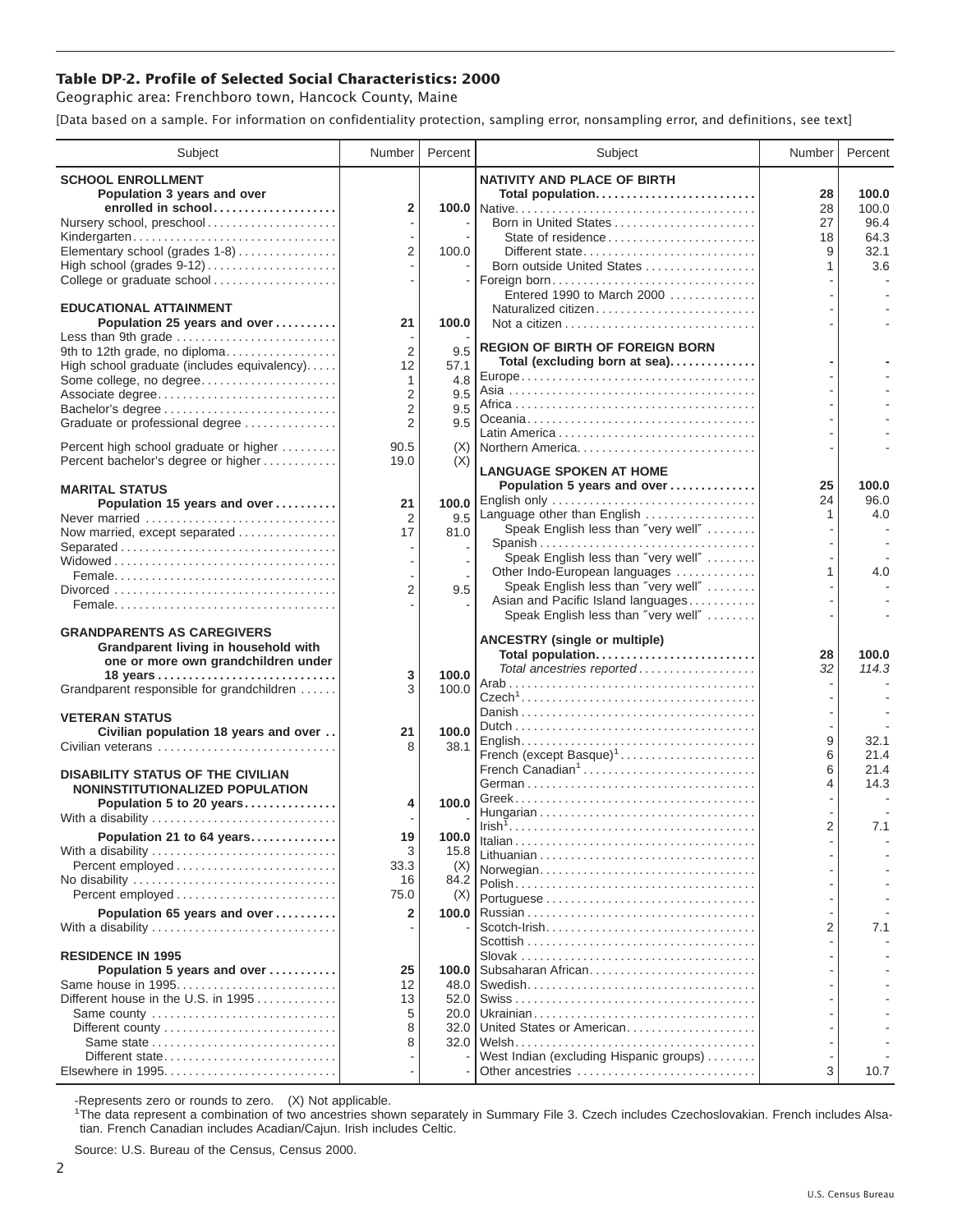# Table DP-2. Profile of Selected Social Characteristics: 2000

Geographic area: Frenchboro town, Hancock County, Maine

[Data based on a sample. For information on confidentiality protection, sampling error, nonsampling error, and definitions, see text]

| Subject | Number | Percent |
|---|---|---|
| **SCHOOL ENROLLMENT** | | |
| **Population 3 years and over enrolled in school** | **2** | **100.0** |
| Nursery school, preschool | - | - |
| Kindergarten | - | - |
| Elementary school (grades 1-8) | 2 | 100.0 |
| High school (grades 9-12) | - | - |
| College or graduate school | - | - |
| **EDUCATIONAL ATTAINMENT** | | |
| **Population 25 years and over** | **21** | **100.0** |
| Less than 9th grade | - | - |
| 9th to 12th grade, no diploma | 2 | 9.5 |
| High school graduate (includes equivalency) | 12 | 57.1 |
| Some college, no degree | 1 | 4.8 |
| Associate degree | 2 | 9.5 |
| Bachelor's degree | 2 | 9.5 |
| Graduate or professional degree | 2 | 9.5 |
| Percent high school graduate or higher | 90.5 | (X) |
| Percent bachelor's degree or higher | 19.0 | (X) |
| **MARITAL STATUS** | | |
| **Population 15 years and over** | **21** | **100.0** |
| Never married | 2 | 9.5 |
| Now married, except separated | 17 | 81.0 |
| Separated | - | - |
| Widowed | - | - |
| Female | - | - |
| Divorced | 2 | 9.5 |
| Female | - | - |
| **GRANDPARENTS AS CAREGIVERS** | | |
| **Grandparent living in household with one or more own grandchildren under 18 years** | **3** | **100.0** |
| Grandparent responsible for grandchildren | 3 | 100.0 |
| **VETERAN STATUS** | | |
| **Civilian population 18 years and over** | **21** | **100.0** |
| Civilian veterans | 8 | 38.1 |
| **DISABILITY STATUS OF THE CIVILIAN NONINSTITUTIONALIZED POPULATION** | | |
| **Population 5 to 20 years** | **4** | **100.0** |
| With a disability | - | - |
| **Population 21 to 64 years** | **19** | **100.0** |
| With a disability | 3 | 15.8 |
| Percent employed | 33.3 | (X) |
| No disability | 16 | 84.2 |
| Percent employed | 75.0 | (X) |
| **Population 65 years and over** | **2** | **100.0** |
| With a disability | - | - |
| **RESIDENCE IN 1995** | | |
| **Population 5 years and over** | **25** | **100.0** |
| Same house in 1995 | 12 | 48.0 |
| Different house in the U.S. in 1995 | 13 | 52.0 |
| Same county | 5 | 20.0 |
| Different county | 8 | 32.0 |
| Same state | 8 | 32.0 |
| Different state | - | - |
| Elsewhere in 1995 | - | - |

| Subject | Number | Percent |
|---|---|---|
| **NATIVITY AND PLACE OF BIRTH** | | |
| **Total population** | **28** | **100.0** |
| Native | 28 | 100.0 |
| Born in United States | 27 | 96.4 |
| State of residence | 18 | 64.3 |
| Different state | 9 | 32.1 |
| Born outside United States | 1 | 3.6 |
| Foreign born | - | - |
| Entered 1990 to March 2000 | - | - |
| Naturalized citizen | - | - |
| Not a citizen | - | - |
| **REGION OF BIRTH OF FOREIGN BORN** | | |
| **Total (excluding born at sea)** | **-** | **-** |
| Europe | - | - |
| Asia | - | - |
| Africa | - | - |
| Oceania | - | - |
| Latin America | - | - |
| Northern America | - | - |
| **LANGUAGE SPOKEN AT HOME** | | |
| **Population 5 years and over** | **25** | **100.0** |
| English only | 24 | 96.0 |
| Language other than English | 1 | 4.0 |
| Speak English less than "very well" | - | - |
| Spanish | - | - |
| Speak English less than "very well" | - | - |
| Other Indo-European languages | 1 | 4.0 |
| Speak English less than "very well" | - | - |
| Asian and Pacific Island languages | - | - |
| Speak English less than "very well" | - | - |
| **ANCESTRY (single or multiple)** | | |
| **Total population** | **28** | **100.0** |
| *Total ancestries reported* | *32* | *114.3* |
| Arab | - | - |
| Czech[1] | - | - |
| Danish | - | - |
| Dutch | - | - |
| English | 9 | 32.1 |
| French (except Basque)[1] | 6 | 21.4 |
| French Canadian[1] | 6 | 21.4 |
| German | 4 | 14.3 |
| Greek | - | - |
| Hungarian | - | - |
| Irish[1] | 2 | 7.1 |
| Italian | - | - |
| Lithuanian | - | - |
| Norwegian | - | - |
| Polish | - | - |
| Portuguese | - | - |
| Russian | - | - |
| Scotch-Irish | 2 | 7.1 |
| Scottish | - | - |
| Slovak | - | - |
| Subsaharan African | - | - |
| Swedish | - | - |
| Swiss | - | - |
| Ukrainian | - | - |
| United States or American | - | - |
| Welsh | - | - |
| West Indian (excluding Hispanic groups) | - | - |
| Other ancestries | 3 | 10.7 |

-Represents zero or rounds to zero. (X) Not applicable.

[1]The data represent a combination of two ancestries shown separately in Summary File 3. Czech includes Czechoslovakian. French includes Alsatian. French Canadian includes Acadian/Cajun. Irish includes Celtic.

Source: U.S. Bureau of the Census, Census 2000.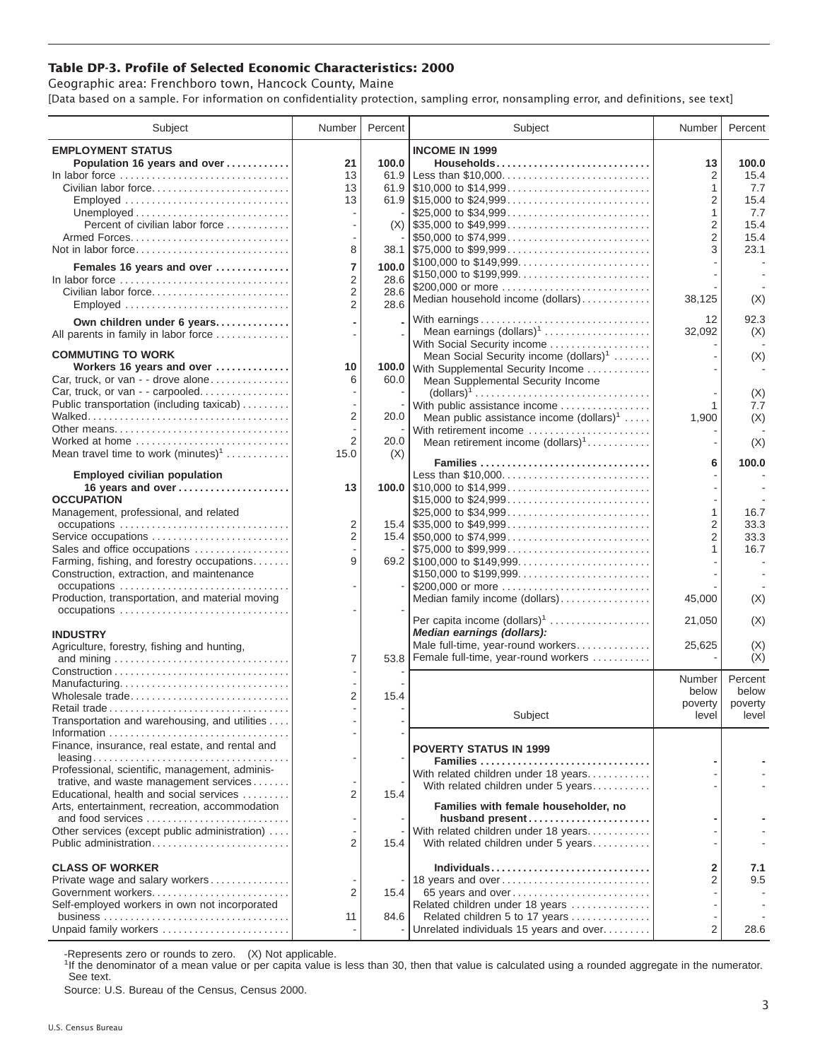# Table DP-3. Profile of Selected Economic Characteristics: 2000

Geographic area: Frenchboro town, Hancock County, Maine

[Data based on a sample. For information on confidentiality protection, sampling error, nonsampling error, and definitions, see text]

| Subject | Number | Percent |
|---|---|---|
| **EMPLOYMENT STATUS** | | |
| **Population 16 years and over** | **21** | **100.0** |
| In labor force | 13 | 61.9 |
| Civilian labor force | 13 | 61.9 |
| Employed | 13 | 61.9 |
| Unemployed | - | - |
| Percent of civilian labor force | - | (X) |
| Armed Forces | - | - |
| Not in labor force | 8 | 38.1 |
| **Females 16 years and over** | **7** | **100.0** |
| In labor force | 2 | 28.6 |
| Civilian labor force | 2 | 28.6 |
| Employed | 2 | 28.6 |
| **Own children under 6 years** | **-** | **-** |
| All parents in family in labor force | - | - |
| **COMMUTING TO WORK** | | |
| **Workers 16 years and over** | **10** | **100.0** |
| Car, truck, or van - - drove alone | 6 | 60.0 |
| Car, truck, or van - - carpooled | - | - |
| Public transportation (including taxicab) | - | - |
| Walked | 2 | 20.0 |
| Other means | - | - |
| Worked at home | 2 | 20.0 |
| Mean travel time to work (minutes)[1] | 15.0 | (X) |
| **Employed civilian population 16 years and over** | **13** | **100.0** |
| **OCCUPATION** | | |
| Management, professional, and related occupations | 2 | 15.4 |
| Service occupations | 2 | 15.4 |
| Sales and office occupations | - | - |
| Farming, fishing, and forestry occupations | 9 | 69.2 |
| Construction, extraction, and maintenance occupations | - | - |
| Production, transportation, and material moving occupations | - | - |
| **INDUSTRY** | | |
| Agriculture, forestry, fishing and hunting, and mining | 7 | 53.8 |
| Construction | - | - |
| Manufacturing | - | - |
| Wholesale trade | 2 | 15.4 |
| Retail trade | - | - |
| Transportation and warehousing, and utilities | - | - |
| Information | - | - |
| Finance, insurance, real estate, and rental and leasing | - | - |
| Professional, scientific, management, administrative, and waste management services | - | - |
| Educational, health and social services | 2 | 15.4 |
| Arts, entertainment, recreation, accommodation and food services | - | - |
| Other services (except public administration) | - | - |
| Public administration | 2 | 15.4 |
| **CLASS OF WORKER** | | |
| Private wage and salary workers | - | - |
| Government workers | 2 | 15.4 |
| Self-employed workers in own not incorporated business | 11 | 84.6 |
| Unpaid family workers | - | - |

| Subject | Number | Percent |
|---|---|---|
| **INCOME IN 1999** | | |
| **Households** | **13** | **100.0** |
| Less than $10,000 | 2 | 15.4 |
| $10,000 to $14,999 | 1 | 7.7 |
| $15,000 to $24,999 | 2 | 15.4 |
| $25,000 to $34,999 | 1 | 7.7 |
| $35,000 to $49,999 | 2 | 15.4 |
| $50,000 to $74,999 | 2 | 15.4 |
| $75,000 to $99,999 | 3 | 23.1 |
| $100,000 to $149,999 | - | - |
| $150,000 to $199,999 | - | - |
| $200,000 or more | - | - |
| Median household income (dollars) | 38,125 | (X) |
| With earnings | 12 | 92.3 |
| Mean earnings (dollars)[1] | 32,092 | (X) |
| With Social Security income | - | - |
| Mean Social Security income (dollars)[1] | - | (X) |
| With Supplemental Security Income | - | - |
| Mean Supplemental Security Income (dollars)[1] | - | (X) |
| With public assistance income | 1 | 7.7 |
| Mean public assistance income (dollars)[1] | 1,900 | (X) |
| With retirement income | - | - |
| Mean retirement income (dollars)[1] | - | (X) |
| **Families** | **6** | **100.0** |
| Less than $10,000 | - | - |
| $10,000 to $14,999 | - | - |
| $15,000 to $24,999 | - | - |
| $25,000 to $34,999 | 1 | 16.7 |
| $35,000 to $49,999 | 2 | 33.3 |
| $50,000 to $74,999 | 2 | 33.3 |
| $75,000 to $99,999 | 1 | 16.7 |
| $100,000 to $149,999 | - | - |
| $150,000 to $199,999 | - | - |
| $200,000 or more | - | - |
| Median family income (dollars) | 45,000 | (X) |
| Per capita income (dollars)[1] | 21,050 | (X) |
| ***Median earnings (dollars):*** | | |
| Male full-time, year-round workers | 25,625 | (X) |
| Female full-time, year-round workers | - | (X) |

| Subject | Number below poverty level | Percent below poverty level |
|---|---|---|
| **POVERTY STATUS IN 1999** | | |
| **Families** | **-** | **-** |
| With related children under 18 years | - | - |
| With related children under 5 years | - | - |
| **Families with female householder, no husband present** | **-** | **-** |
| With related children under 18 years | - | - |
| With related children under 5 years | - | - |
| **Individuals** | **2** | **7.1** |
| 18 years and over | 2 | 9.5 |
| 65 years and over | - | - |
| Related children under 18 years | - | - |
| Related children 5 to 17 years | - | - |
| Unrelated individuals 15 years and over | 2 | 28.6 |

-Represents zero or rounds to zero. (X) Not applicable.

[1]If the denominator of a mean value or per capita value is less than 30, then that value is calculated using a rounded aggregate in the numerator. See text.

Source: U.S. Bureau of the Census, Census 2000.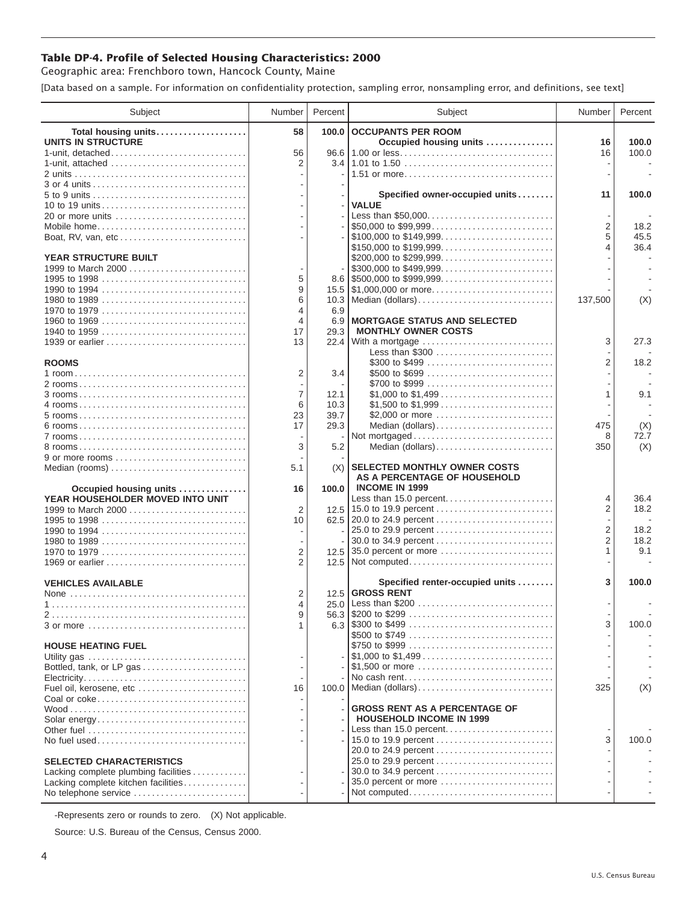# Table DP-4. Profile of Selected Housing Characteristics: 2000

Geographic area: Frenchboro town, Hancock County, Maine

[Data based on a sample. For information on confidentiality protection, sampling error, nonsampling error, and definitions, see text]

| Subject | Number | Percent | Subject | Number | Percent |
|---|---|---|---|---|---|
| **Total housing units** | **58** | **100.0** | **OCCUPANTS PER ROOM** | | |
| **UNITS IN STRUCTURE** | | | **Occupied housing units** | **16** | **100.0** |
| 1-unit, detached | 56 | 96.6 | 1.00 or less | 16 | 100.0 |
| 1-unit, attached | 2 | 3.4 | 1.01 to 1.50 | - | - |
| 2 units | - | - | 1.51 or more | - | - |
| 3 or 4 units | - | - | | | |
| 5 to 9 units | - | - | **Specified owner-occupied units** | **11** | **100.0** |
| 10 to 19 units | - | - | **VALUE** | | |
| 20 or more units | - | - | Less than $50,000 | - | - |
| Mobile home | - | - | $50,000 to $99,999 | 2 | 18.2 |
| Boat, RV, van, etc | - | - | $100,000 to $149,999 | 5 | 45.5 |
| | | | $150,000 to $199,999 | 4 | 36.4 |
| **YEAR STRUCTURE BUILT** | | | $200,000 to $299,999 | - | - |
| 1999 to March 2000 | - | - | $300,000 to $499,999 | - | - |
| 1995 to 1998 | 5 | 8.6 | $500,000 to $999,999 | - | - |
| 1990 to 1994 | 9 | 15.5 | $1,000,000 or more | - | - |
| 1980 to 1989 | 6 | 10.3 | Median (dollars) | 137,500 | (X) |
| 1970 to 1979 | 4 | 6.9 | | | |
| 1960 to 1969 | 4 | 6.9 | **MORTGAGE STATUS AND SELECTED** | | |
| 1940 to 1959 | 17 | 29.3 | **MONTHLY OWNER COSTS** | | |
| 1939 or earlier | 13 | 22.4 | With a mortgage | 3 | 27.3 |
| | | | Less than $300 | - | - |
| **ROOMS** | | | $300 to $499 | 2 | 18.2 |
| 1 room | 2 | 3.4 | $500 to $699 | - | - |
| 2 rooms | - | - | $700 to $999 | - | - |
| 3 rooms | 7 | 12.1 | $1,000 to $1,499 | 1 | 9.1 |
| 4 rooms | 6 | 10.3 | $1,500 to $1,999 | - | - |
| 5 rooms | 23 | 39.7 | $2,000 or more | - | - |
| 6 rooms | 17 | 29.3 | Median (dollars) | 475 | (X) |
| 7 rooms | - | - | Not mortgaged | 8 | 72.7 |
| 8 rooms | 3 | 5.2 | Median (dollars) | 350 | (X) |
| 9 or more rooms | - | - | | | |
| Median (rooms) | 5.1 | (X) | **SELECTED MONTHLY OWNER COSTS AS A PERCENTAGE OF HOUSEHOLD** | | |
| **Occupied housing units** | **16** | **100.0** | **INCOME IN 1999** | | |
| **YEAR HOUSEHOLDER MOVED INTO UNIT** | | | Less than 15.0 percent | 4 | 36.4 |
| 1999 to March 2000 | 2 | 12.5 | 15.0 to 19.9 percent | 2 | 18.2 |
| 1995 to 1998 | 10 | 62.5 | 20.0 to 24.9 percent | - | - |
| 1990 to 1994 | - | - | 25.0 to 29.9 percent | 2 | 18.2 |
| 1980 to 1989 | - | - | 30.0 to 34.9 percent | 2 | 18.2 |
| 1970 to 1979 | 2 | 12.5 | 35.0 percent or more | 1 | 9.1 |
| 1969 or earlier | 2 | 12.5 | Not computed | - | - |
| | | | | | |
| **VEHICLES AVAILABLE** | | | **Specified renter-occupied units** | **3** | **100.0** |
| None | 2 | 12.5 | **GROSS RENT** | | |
| 1 | 4 | 25.0 | Less than $200 | - | - |
| 2 | 9 | 56.3 | $200 to $299 | - | - |
| 3 or more | 1 | 6.3 | $300 to $499 | 3 | 100.0 |
| | | | $500 to $749 | - | - |
| **HOUSE HEATING FUEL** | | | $750 to $999 | - | - |
| Utility gas | - | - | $1,000 to $1,499 | - | - |
| Bottled, tank, or LP gas | - | - | $1,500 or more | - | - |
| Electricity | - | - | No cash rent | - | - |
| Fuel oil, kerosene, etc | 16 | 100.0 | Median (dollars) | 325 | (X) |
| Coal or coke | - | - | | | |
| Wood | - | - | **GROSS RENT AS A PERCENTAGE OF** | | |
| Solar energy | - | - | **HOUSEHOLD INCOME IN 1999** | | |
| Other fuel | - | - | Less than 15.0 percent | - | - |
| No fuel used | - | - | 15.0 to 19.9 percent | 3 | 100.0 |
| | | | 20.0 to 24.9 percent | - | - |
| **SELECTED CHARACTERISTICS** | | | 25.0 to 29.9 percent | - | - |
| Lacking complete plumbing facilities | - | - | 30.0 to 34.9 percent | - | - |
| Lacking complete kitchen facilities | - | - | 35.0 percent or more | - | - |
| No telephone service | - | - | Not computed | - | - |

-Represents zero or rounds to zero. (X) Not applicable.

Source: U.S. Bureau of the Census, Census 2000.